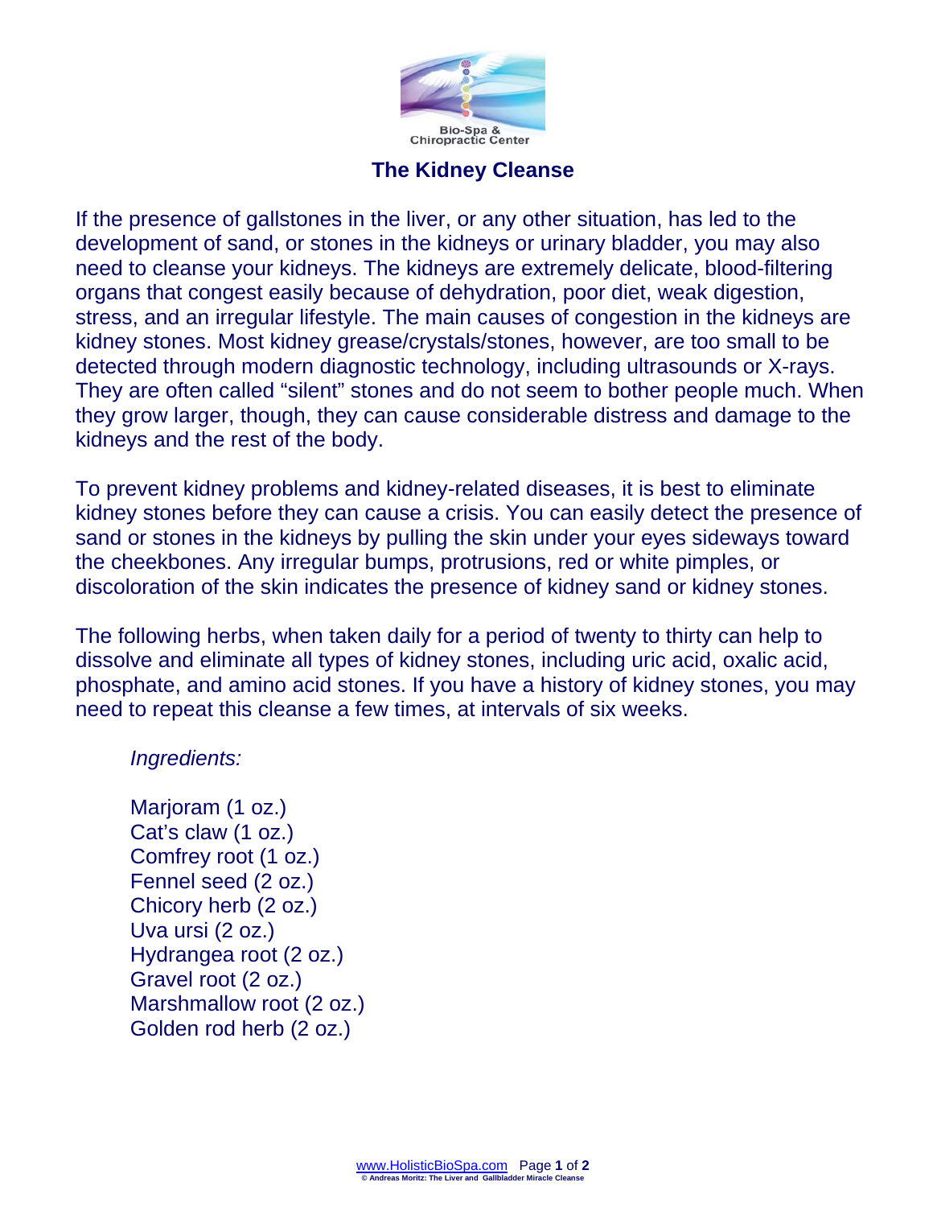Bio-Spa & Chiropractic Center

# The Kidney Cleanse

If the presence of gallstones in the liver, or any other situation, has led to the development of sand, or stones in the kidneys or urinary bladder, you may also need to cleanse your kidneys. The kidneys are extremely delicate, blood-filtering organs that congest easily because of dehydration, poor diet, weak digestion, stress, and an irregular lifestyle. The main causes of congestion in the kidneys are kidney stones. Most kidney grease/crystals/stones, however, are too small to be detected through modern diagnostic technology, including ultrasounds or X-rays. They are often called "silent" stones and do not seem to bother people much. When they grow larger, though, they can cause considerable distress and damage to the kidneys and the rest of the body.

To prevent kidney problems and kidney-related diseases, it is best to eliminate kidney stones before they can cause a crisis. You can easily detect the presence of sand or stones in the kidneys by pulling the skin under your eyes sideways toward the cheekbones. Any irregular bumps, protrusions, red or white pimples, or discoloration of the skin indicates the presence of kidney sand or kidney stones.

The following herbs, when taken daily for a period of twenty to thirty can help to dissolve and eliminate all types of kidney stones, including uric acid, oxalic acid, phosphate, and amino acid stones. If you have a history of kidney stones, you may need to repeat this cleanse a few times, at intervals of six weeks.

*Ingredients:*

Marjoram (1 oz.)
Cat's claw (1 oz.)
Comfrey root (1 oz.)
Fennel seed (2 oz.)
Chicory herb (2 oz.)
Uva ursi (2 oz.)
Hydrangea root (2 oz.)
Gravel root (2 oz.)
Marshmallow root (2 oz.)
Golden rod herb (2 oz.)

www.HolisticBioSpa.com

© Andreas Moritz: The Liver and Gallbladder Miracle Cleanse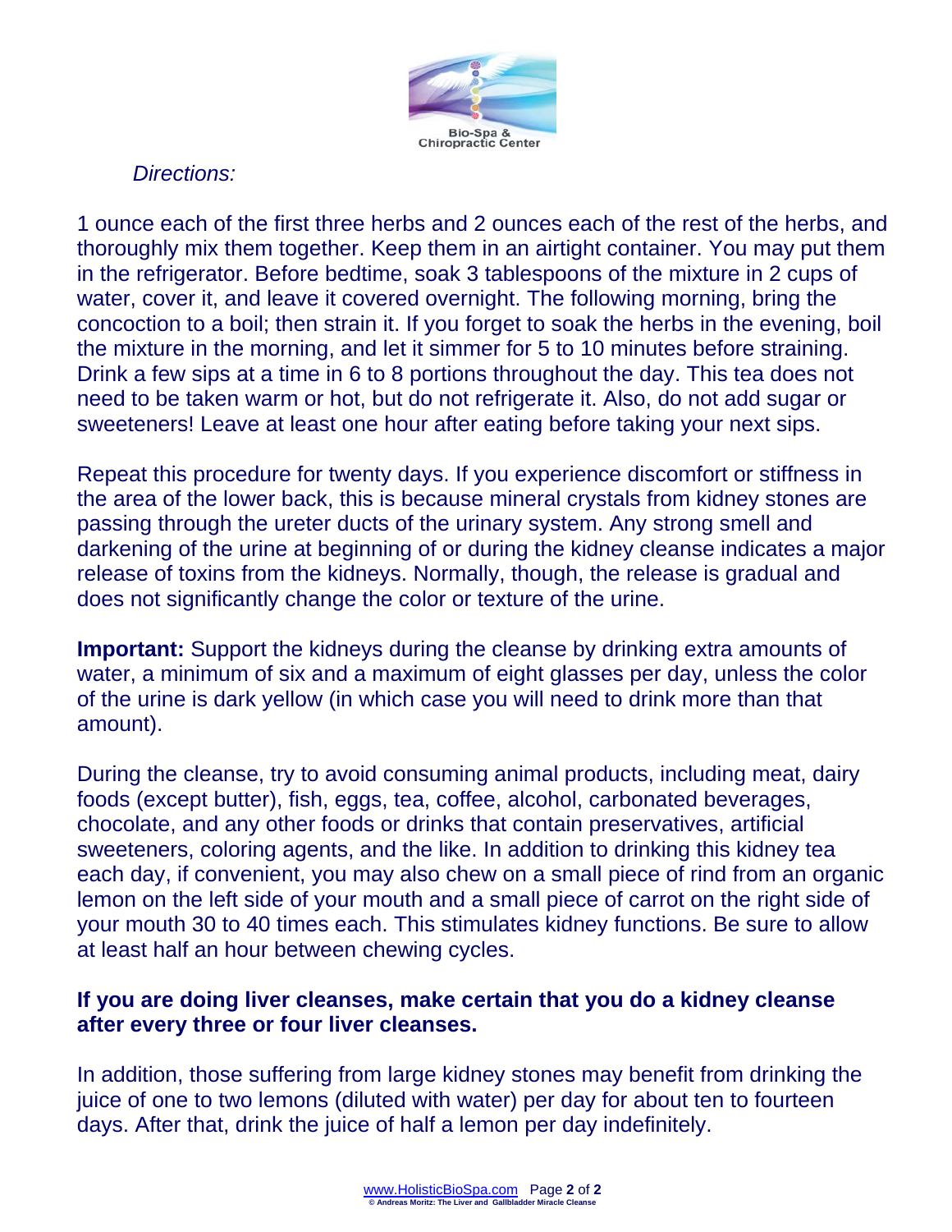*Directions:*

1 ounce each of the first three herbs and 2 ounces each of the rest of the herbs, and thoroughly mix them together. Keep them in an airtight container. You may put them in the refrigerator. Before bedtime, soak 3 tablespoons of the mixture in 2 cups of water, cover it, and leave it covered overnight. The following morning, bring the concoction to a boil; then strain it. If you forget to soak the herbs in the evening, boil the mixture in the morning, and let it simmer for 5 to 10 minutes before straining. Drink a few sips at a time in 6 to 8 portions throughout the day. This tea does not need to be taken warm or hot, but do not refrigerate it. Also, do not add sugar or sweeteners! Leave at least one hour after eating before taking your next sips.

Repeat this procedure for twenty days. If you experience discomfort or stiffness in the area of the lower back, this is because mineral crystals from kidney stones are passing through the ureter ducts of the urinary system. Any strong smell and darkening of the urine at beginning of or during the kidney cleanse indicates a major release of toxins from the kidneys. Normally, though, the release is gradual and does not significantly change the color or texture of the urine.

**Important:** Support the kidneys during the cleanse by drinking extra amounts of water, a minimum of six and a maximum of eight glasses per day, unless the color of the urine is dark yellow (in which case you will need to drink more than that amount).

During the cleanse, try to avoid consuming animal products, including meat, dairy foods (except butter), fish, eggs, tea, coffee, alcohol, carbonated beverages, chocolate, and any other foods or drinks that contain preservatives, artificial sweeteners, coloring agents, and the like. In addition to drinking this kidney tea each day, if convenient, you may also chew on a small piece of rind from an organic lemon on the left side of your mouth and a small piece of carrot on the right side of your mouth 30 to 40 times each. This stimulates kidney functions. Be sure to allow at least half an hour between chewing cycles.

**If you are doing liver cleanses, make certain that you do a kidney cleanse after every three or four liver cleanses.**

In addition, those suffering from large kidney stones may benefit from drinking the juice of one to two lemons (diluted with water) per day for about ten to fourteen days. After that, drink the juice of half a lemon per day indefinitely.